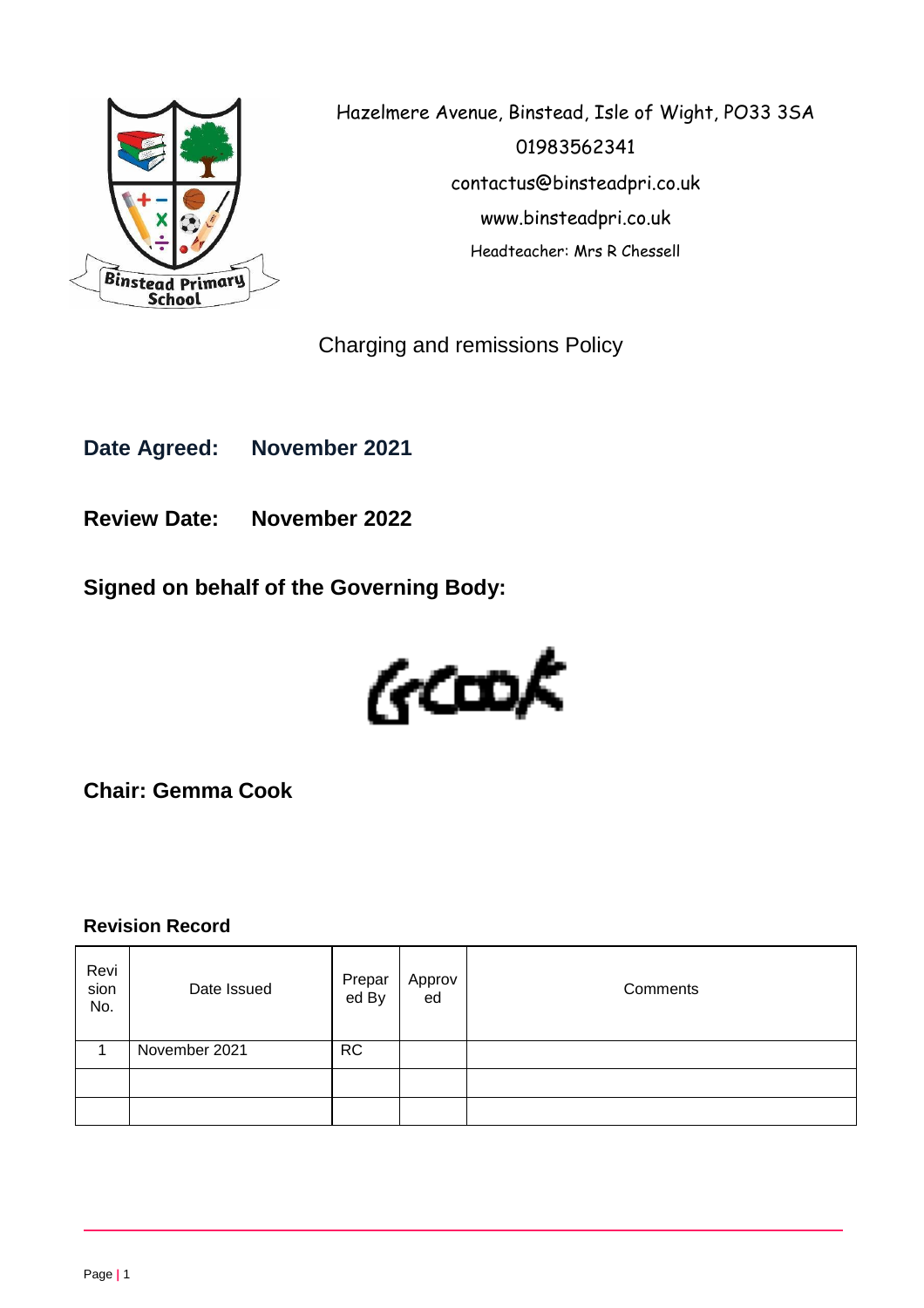Hazelmere Avenue, Binstead, Isle of Wight, PO33 3SA

01983562341

contactus@binsteadpri.co.uk

www.binsteadpri.co.uk

Headteacher: Mrs R Chessell

# Charging and remissions Policy

**Date Agreed: November 2021**

**Review Date: November 2022**

**Signed on behalf of the Governing Body:**

GCook

**Chair: Gemma Cook**

**Revision Record**

| Revision No. | Date Issued | Prepared By | Approved | Comments |
|---|---|---|---|---|
| 1 | November 2021 | RC | | |
| | | | | |
| | | | | |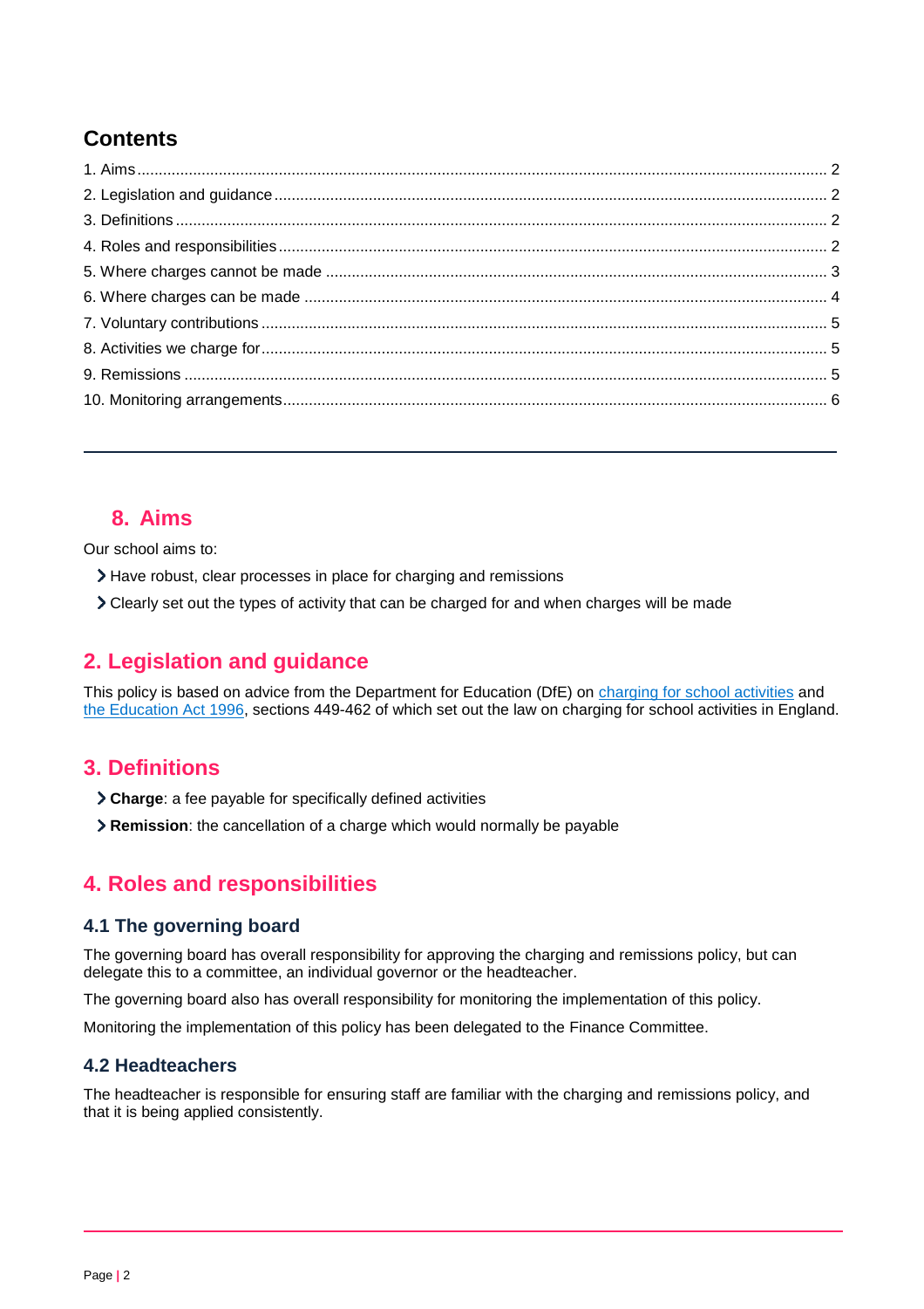## Contents

1. Aims ........................................................................................................................................ 2
2. Legislation and guidance ........................................................................................................ 2
3. Definitions ............................................................................................................................... 2
4. Roles and responsibilities ........................................................................................................ 2
5. Where charges cannot be made .............................................................................................. 3
6. Where charges can be made .................................................................................................. 4
7. Voluntary contributions ........................................................................................................... 5
8. Activities we charge for ........................................................................................................... 5
9. Remissions .............................................................................................................................. 5
10. Monitoring arrangements ....................................................................................................... 6

---

## 8. Aims

Our school aims to:

- Have robust, clear processes in place for charging and remissions
- Clearly set out the types of activity that can be charged for and when charges will be made

## 2. Legislation and guidance

This policy is based on advice from the Department for Education (DfE) on charging for school activities and the Education Act 1996, sections 449-462 of which set out the law on charging for school activities in England.

## 3. Definitions

- **Charge**: a fee payable for specifically defined activities
- **Remission**: the cancellation of a charge which would normally be payable

## 4. Roles and responsibilities

### 4.1 The governing board

The governing board has overall responsibility for approving the charging and remissions policy, but can delegate this to a committee, an individual governor or the headteacher.

The governing board also has overall responsibility for monitoring the implementation of this policy.

Monitoring the implementation of this policy has been delegated to the Finance Committee.

### 4.2 Headteachers

The headteacher is responsible for ensuring staff are familiar with the charging and remissions policy, and that it is being applied consistently.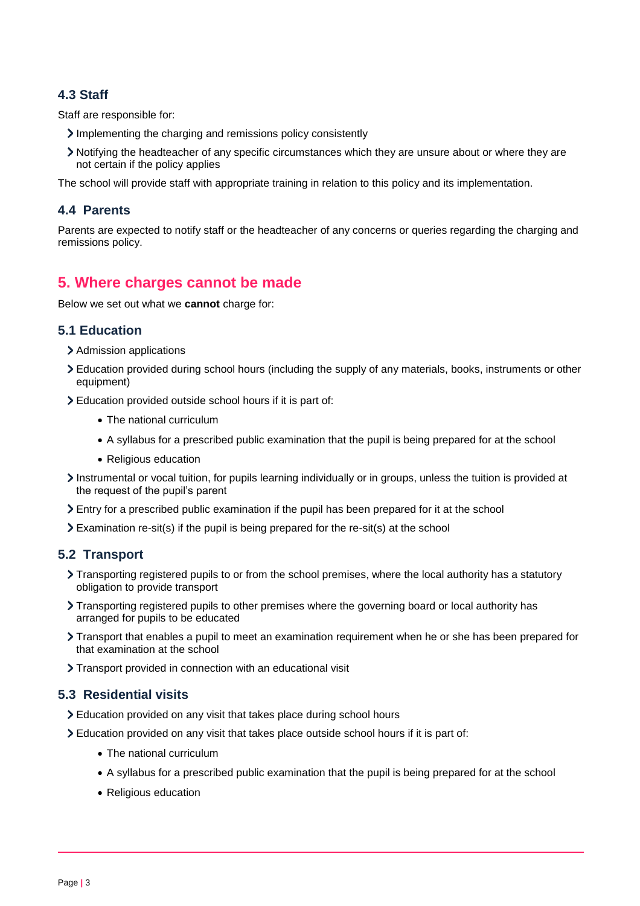### 4.3 Staff

Staff are responsible for:

- Implementing the charging and remissions policy consistently
- Notifying the headteacher of any specific circumstances which they are unsure about or where they are not certain if the policy applies

The school will provide staff with appropriate training in relation to this policy and its implementation.

### 4.4 Parents

Parents are expected to notify staff or the headteacher of any concerns or queries regarding the charging and remissions policy.

## 5. Where charges cannot be made

Below we set out what we **cannot** charge for:

### 5.1 Education

- Admission applications
- Education provided during school hours (including the supply of any materials, books, instruments or other equipment)
- Education provided outside school hours if it is part of:
  - The national curriculum
  - A syllabus for a prescribed public examination that the pupil is being prepared for at the school
  - Religious education
- Instrumental or vocal tuition, for pupils learning individually or in groups, unless the tuition is provided at the request of the pupil's parent
- Entry for a prescribed public examination if the pupil has been prepared for it at the school
- Examination re-sit(s) if the pupil is being prepared for the re-sit(s) at the school

### 5.2 Transport

- Transporting registered pupils to or from the school premises, where the local authority has a statutory obligation to provide transport
- Transporting registered pupils to other premises where the governing board or local authority has arranged for pupils to be educated
- Transport that enables a pupil to meet an examination requirement when he or she has been prepared for that examination at the school
- Transport provided in connection with an educational visit

### 5.3 Residential visits

- Education provided on any visit that takes place during school hours
- Education provided on any visit that takes place outside school hours if it is part of:
  - The national curriculum
  - A syllabus for a prescribed public examination that the pupil is being prepared for at the school
  - Religious education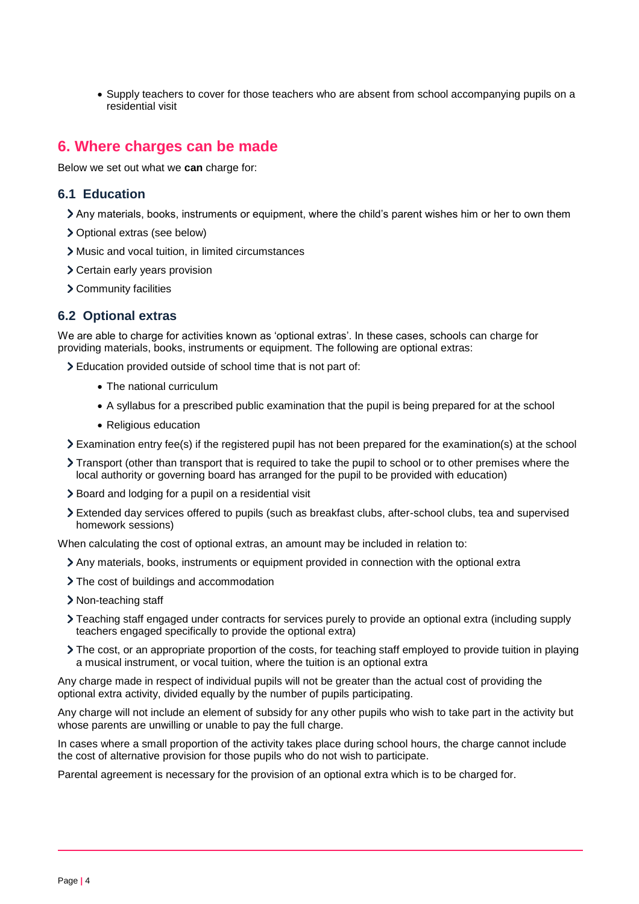- Supply teachers to cover for those teachers who are absent from school accompanying pupils on a residential visit

## 6. Where charges can be made

Below we set out what we **can** charge for:

### 6.1 Education

- Any materials, books, instruments or equipment, where the child's parent wishes him or her to own them
- Optional extras (see below)
- Music and vocal tuition, in limited circumstances
- Certain early years provision
- Community facilities

### 6.2 Optional extras

We are able to charge for activities known as 'optional extras'. In these cases, schools can charge for providing materials, books, instruments or equipment. The following are optional extras:

- Education provided outside of school time that is not part of:
  - The national curriculum
  - A syllabus for a prescribed public examination that the pupil is being prepared for at the school
  - Religious education
- Examination entry fee(s) if the registered pupil has not been prepared for the examination(s) at the school
- Transport (other than transport that is required to take the pupil to school or to other premises where the local authority or governing board has arranged for the pupil to be provided with education)
- Board and lodging for a pupil on a residential visit
- Extended day services offered to pupils (such as breakfast clubs, after-school clubs, tea and supervised homework sessions)

When calculating the cost of optional extras, an amount may be included in relation to:

- Any materials, books, instruments or equipment provided in connection with the optional extra
- The cost of buildings and accommodation
- Non-teaching staff
- Teaching staff engaged under contracts for services purely to provide an optional extra (including supply teachers engaged specifically to provide the optional extra)
- The cost, or an appropriate proportion of the costs, for teaching staff employed to provide tuition in playing a musical instrument, or vocal tuition, where the tuition is an optional extra

Any charge made in respect of individual pupils will not be greater than the actual cost of providing the optional extra activity, divided equally by the number of pupils participating.

Any charge will not include an element of subsidy for any other pupils who wish to take part in the activity but whose parents are unwilling or unable to pay the full charge.

In cases where a small proportion of the activity takes place during school hours, the charge cannot include the cost of alternative provision for those pupils who do not wish to participate.

Parental agreement is necessary for the provision of an optional extra which is to be charged for.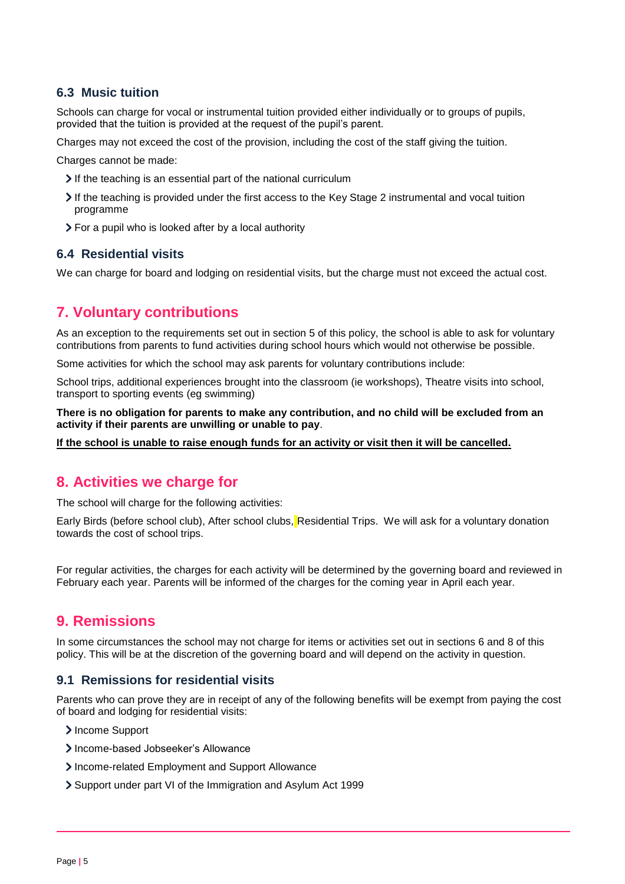### 6.3 Music tuition

Schools can charge for vocal or instrumental tuition provided either individually or to groups of pupils, provided that the tuition is provided at the request of the pupil's parent.

Charges may not exceed the cost of the provision, including the cost of the staff giving the tuition.

Charges cannot be made:

- If the teaching is an essential part of the national curriculum
- If the teaching is provided under the first access to the Key Stage 2 instrumental and vocal tuition programme
- For a pupil who is looked after by a local authority

### 6.4 Residential visits

We can charge for board and lodging on residential visits, but the charge must not exceed the actual cost.

## 7. Voluntary contributions

As an exception to the requirements set out in section 5 of this policy, the school is able to ask for voluntary contributions from parents to fund activities during school hours which would not otherwise be possible.

Some activities for which the school may ask parents for voluntary contributions include:

School trips, additional experiences brought into the classroom (ie workshops), Theatre visits into school, transport to sporting events (eg swimming)

**There is no obligation for parents to make any contribution, and no child will be excluded from an activity if their parents are unwilling or unable to pay**.

**<u>If the school is unable to raise enough funds for an activity or visit then it will be cancelled.</u>**

## 8. Activities we charge for

The school will charge for the following activities:

Early Birds (before school club), After school clubs, Residential Trips. We will ask for a voluntary donation towards the cost of school trips.

For regular activities, the charges for each activity will be determined by the governing board and reviewed in February each year. Parents will be informed of the charges for the coming year in April each year.

## 9. Remissions

In some circumstances the school may not charge for items or activities set out in sections 6 and 8 of this policy. This will be at the discretion of the governing board and will depend on the activity in question.

### 9.1 Remissions for residential visits

Parents who can prove they are in receipt of any of the following benefits will be exempt from paying the cost of board and lodging for residential visits:

- Income Support
- Income-based Jobseeker's Allowance
- Income-related Employment and Support Allowance
- Support under part VI of the Immigration and Asylum Act 1999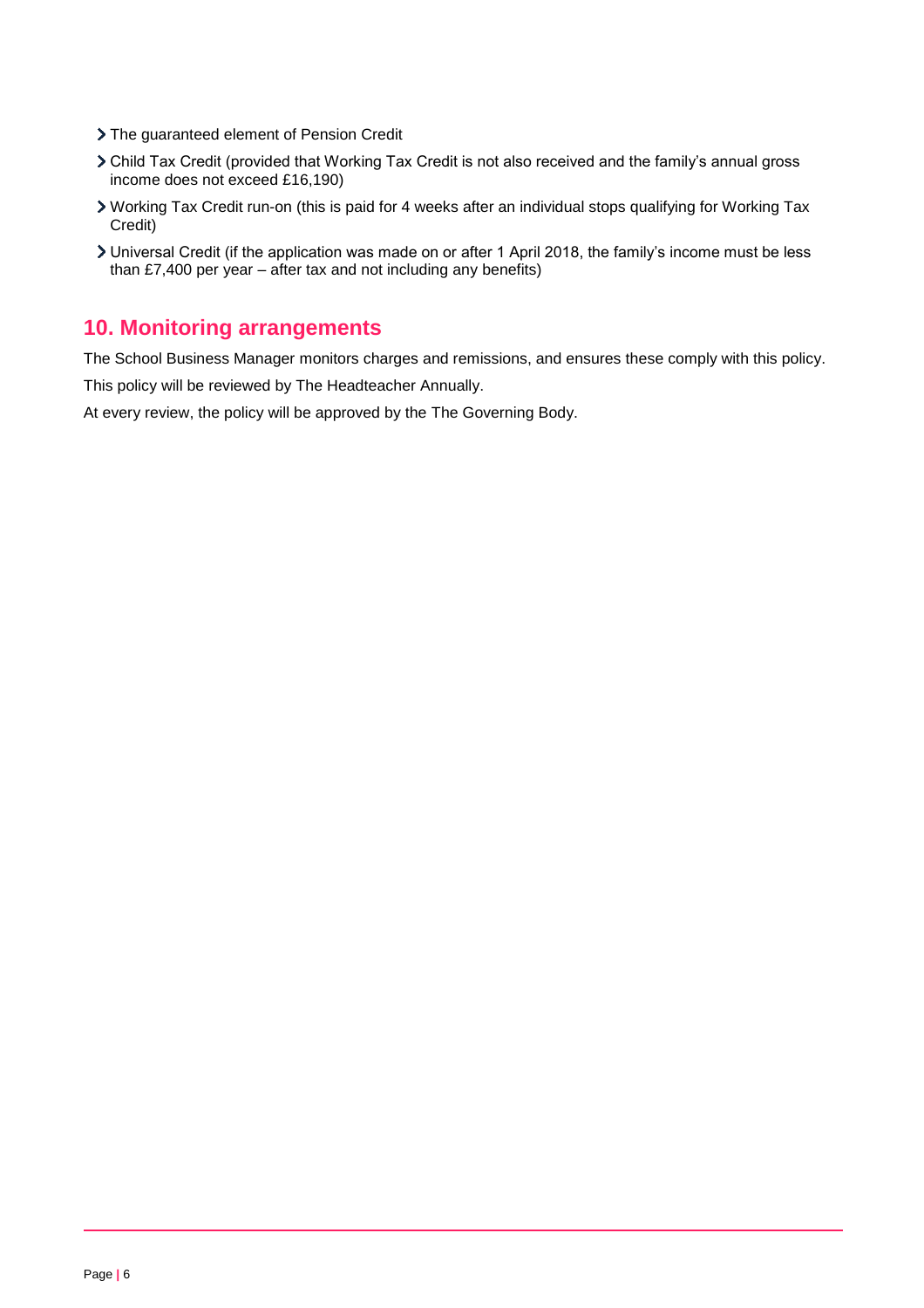- The guaranteed element of Pension Credit
- Child Tax Credit (provided that Working Tax Credit is not also received and the family's annual gross income does not exceed £16,190)
- Working Tax Credit run-on (this is paid for 4 weeks after an individual stops qualifying for Working Tax Credit)
- Universal Credit (if the application was made on or after 1 April 2018, the family's income must be less than £7,400 per year – after tax and not including any benefits)

## 10. Monitoring arrangements

The School Business Manager monitors charges and remissions, and ensures these comply with this policy.

This policy will be reviewed by The Headteacher Annually.

At every review, the policy will be approved by the The Governing Body.